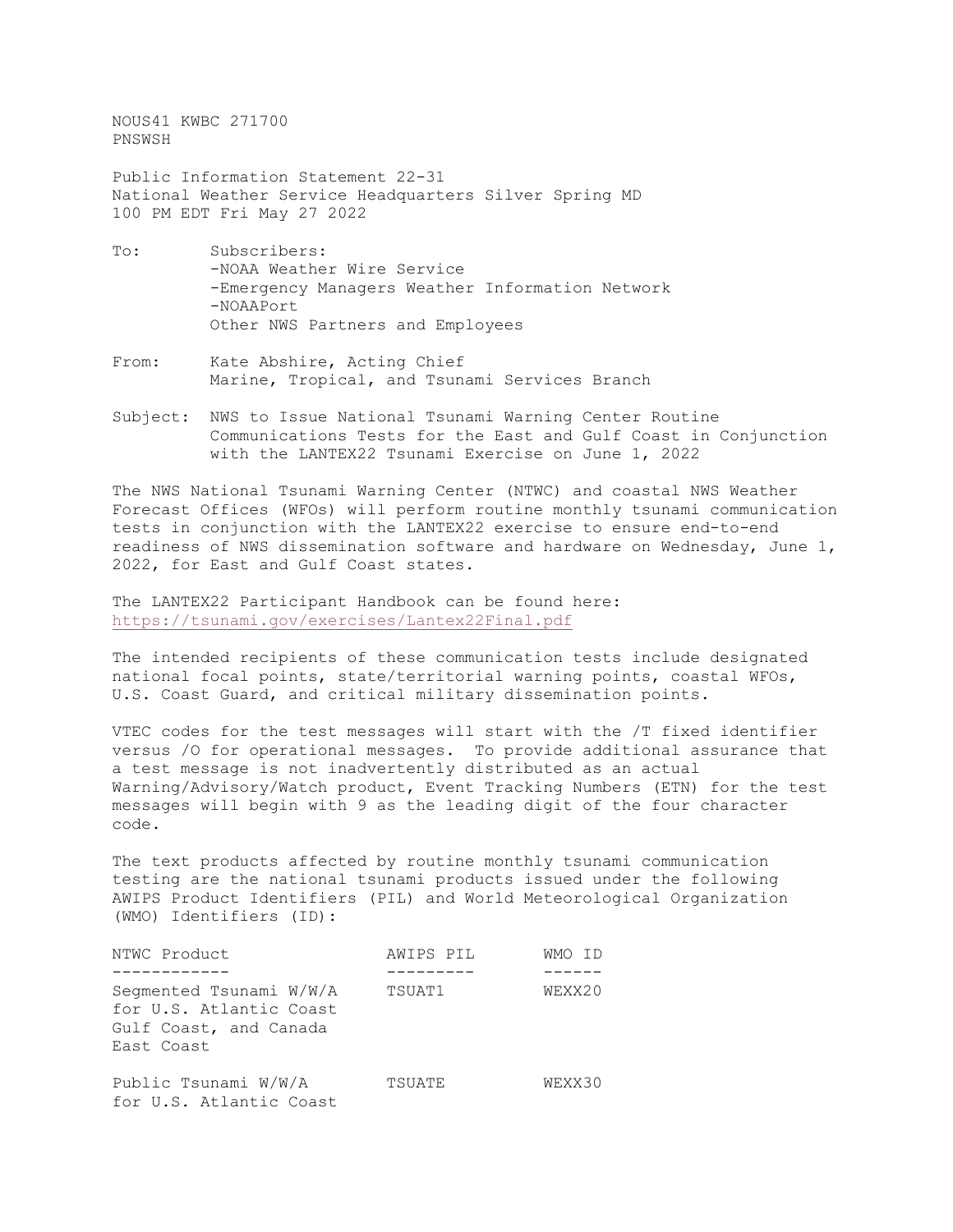NOUS41 KWBC 271700
PNSWSH

Public Information Statement 22-31
National Weather Service Headquarters Silver Spring MD
100 PM EDT Fri May 27 2022

To: Subscribers:
-NOAA Weather Wire Service
-Emergency Managers Weather Information Network
-NOAAPort
Other NWS Partners and Employees

From: Kate Abshire, Acting Chief
Marine, Tropical, and Tsunami Services Branch

Subject: NWS to Issue National Tsunami Warning Center Routine Communications Tests for the East and Gulf Coast in Conjunction with the LANTEX22 Tsunami Exercise on June 1, 2022

The NWS National Tsunami Warning Center (NTWC) and coastal NWS Weather Forecast Offices (WFOs) will perform routine monthly tsunami communication tests in conjunction with the LANTEX22 exercise to ensure end-to-end readiness of NWS dissemination software and hardware on Wednesday, June 1, 2022, for East and Gulf Coast states.

The LANTEX22 Participant Handbook can be found here:
https://tsunami.gov/exercises/Lantex22Final.pdf

The intended recipients of these communication tests include designated national focal points, state/territorial warning points, coastal WFOs, U.S. Coast Guard, and critical military dissemination points.

VTEC codes for the test messages will start with the /T fixed identifier versus /O for operational messages. To provide additional assurance that a test message is not inadvertently distributed as an actual Warning/Advisory/Watch product, Event Tracking Numbers (ETN) for the test messages will begin with 9 as the leading digit of the four character code.

The text products affected by routine monthly tsunami communication testing are the national tsunami products issued under the following AWIPS Product Identifiers (PIL) and World Meteorological Organization (WMO) Identifiers (ID):

| NTWC Product | AWIPS PIL | WMO ID |
|---|---|---|
| Segmented Tsunami W/W/A for U.S. Atlantic Coast Gulf Coast, and Canada East Coast | TSUAT1 | WEXX20 |
| Public Tsunami W/W/A for U.S. Atlantic Coast | TSUATE | WEXX30 |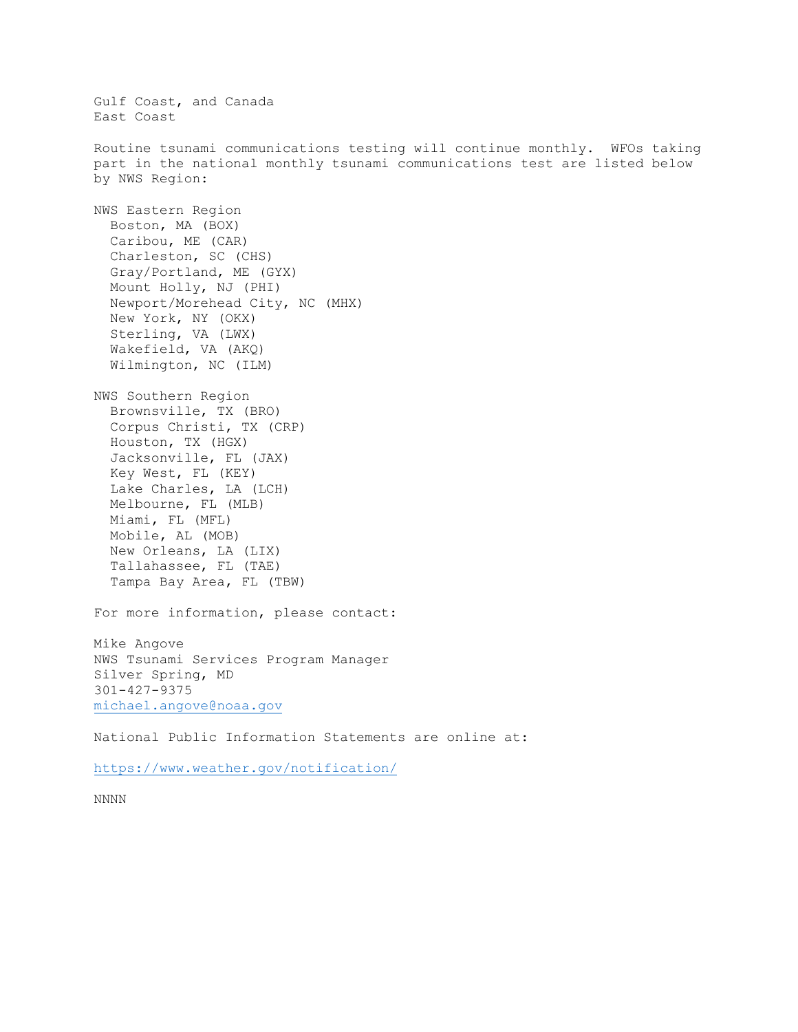Gulf Coast, and Canada
East Coast

Routine tsunami communications testing will continue monthly. WFOs taking part in the national monthly tsunami communications test are listed below by NWS Region:

NWS Eastern Region
- Boston, MA (BOX)
- Caribou, ME (CAR)
- Charleston, SC (CHS)
- Gray/Portland, ME (GYX)
- Mount Holly, NJ (PHI)
- Newport/Morehead City, NC (MHX)
- New York, NY (OKX)
- Sterling, VA (LWX)
- Wakefield, VA (AKQ)
- Wilmington, NC (ILM)

NWS Southern Region
- Brownsville, TX (BRO)
- Corpus Christi, TX (CRP)
- Houston, TX (HGX)
- Jacksonville, FL (JAX)
- Key West, FL (KEY)
- Lake Charles, LA (LCH)
- Melbourne, FL (MLB)
- Miami, FL (MFL)
- Mobile, AL (MOB)
- New Orleans, LA (LIX)
- Tallahassee, FL (TAE)
- Tampa Bay Area, FL (TBW)

For more information, please contact:

Mike Angove
NWS Tsunami Services Program Manager
Silver Spring, MD
301-427-9375
michael.angove@noaa.gov

National Public Information Statements are online at:

https://www.weather.gov/notification/

NNNN